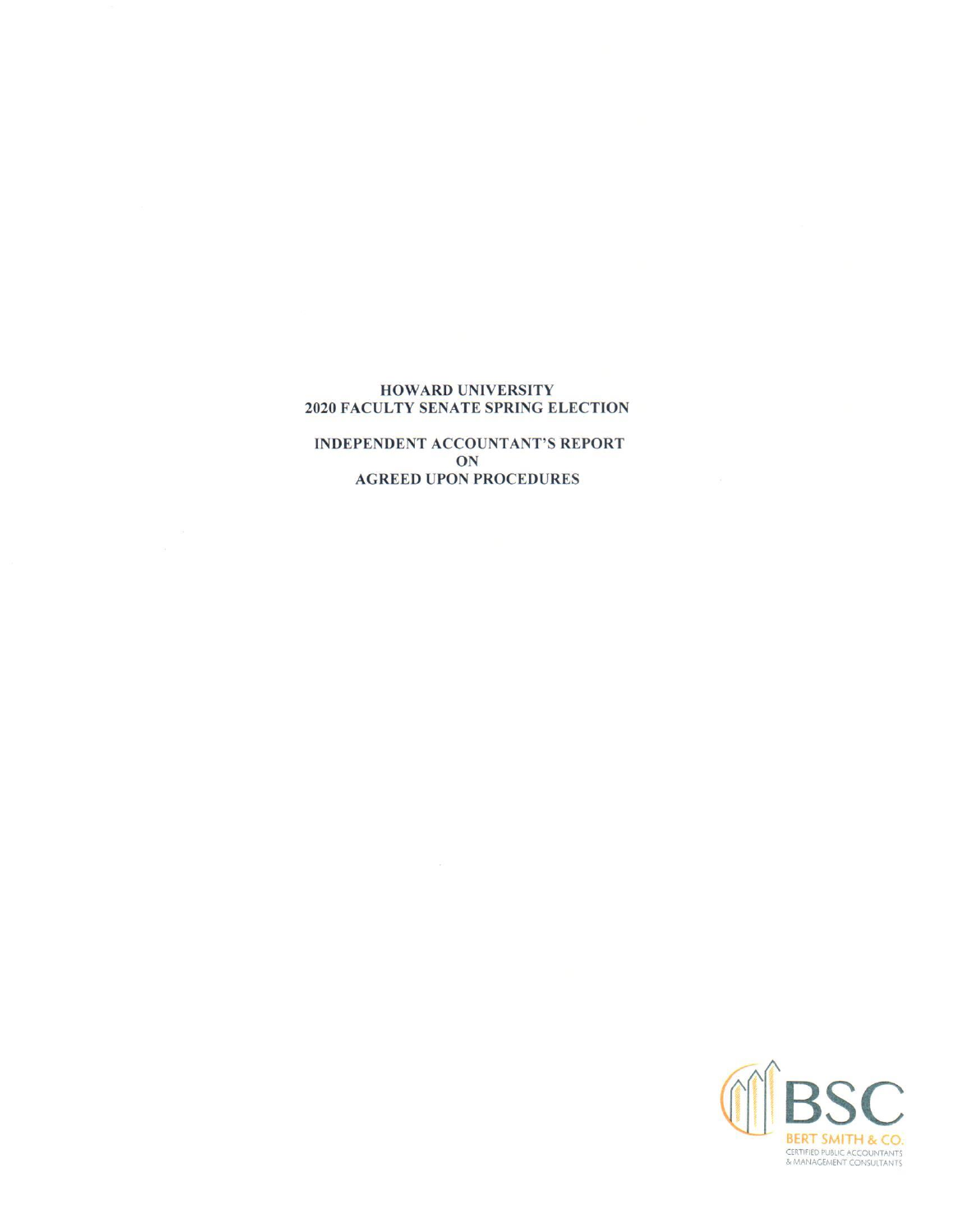# HOWARD UNIVERSITY
# 2020 FACULTY SENATE SPRING ELECTION

## INDEPENDENT ACCOUNTANT'S REPORT
## ON
## AGREED UPON PROCEDURES

BSC
BERT SMITH & CO.
CERTIFIED PUBLIC ACCOUNTANTS
& MANAGEMENT CONSULTANTS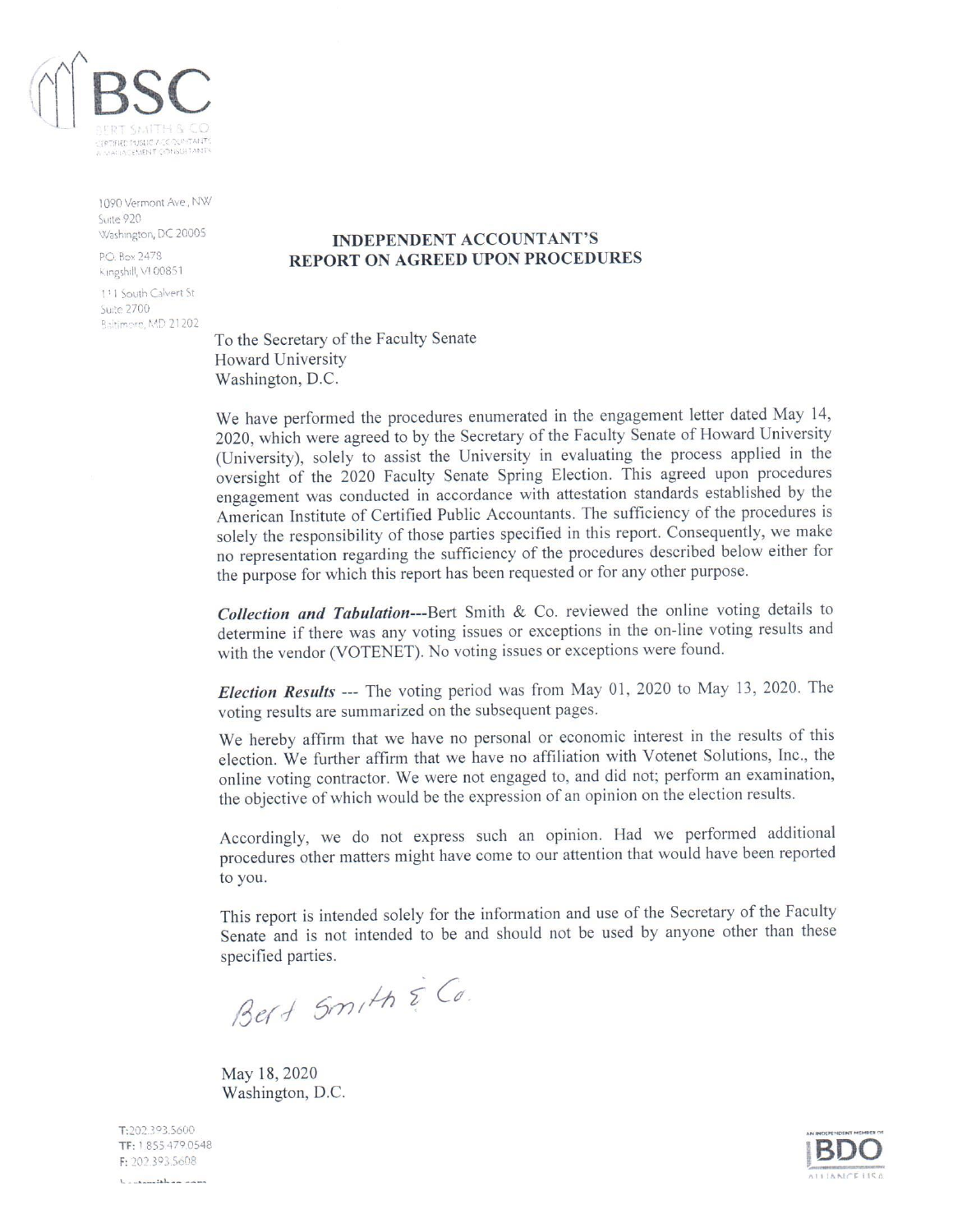**BSC**

BERT SMITH & CO.
CERTIFIED PUBLIC ACCOUNTANTS
& MANAGEMENT CONSULTANTS

1090 Vermont Ave., NW
Suite 920
Washington, DC 20005

P.O. Box 2478
Kingshill, VI 00851

111 South Calvert St
Suite 2700
Baltimore, MD 21202

# INDEPENDENT ACCOUNTANT'S REPORT ON AGREED UPON PROCEDURES

To the Secretary of the Faculty Senate
Howard University
Washington, D.C.

We have performed the procedures enumerated in the engagement letter dated May 14, 2020, which were agreed to by the Secretary of the Faculty Senate of Howard University (University), solely to assist the University in evaluating the process applied in the oversight of the 2020 Faculty Senate Spring Election. This agreed upon procedures engagement was conducted in accordance with attestation standards established by the American Institute of Certified Public Accountants. The sufficiency of the procedures is solely the responsibility of those parties specified in this report. Consequently, we make no representation regarding the sufficiency of the procedures described below either for the purpose for which this report has been requested or for any other purpose.

***Collection and Tabulation***---Bert Smith & Co. reviewed the online voting details to determine if there was any voting issues or exceptions in the on-line voting results and with the vendor (VOTENET). No voting issues or exceptions were found.

***Election Results*** --- The voting period was from May 01, 2020 to May 13, 2020. The voting results are summarized on the subsequent pages.

We hereby affirm that we have no personal or economic interest in the results of this election. We further affirm that we have no affiliation with Votenet Solutions, Inc., the online voting contractor. We were not engaged to, and did not; perform an examination, the objective of which would be the expression of an opinion on the election results.

Accordingly, we do not express such an opinion. Had we performed additional procedures other matters might have come to our attention that would have been reported to you.

This report is intended solely for the information and use of the Secretary of the Faculty Senate and is not intended to be and should not be used by anyone other than these specified parties.

*Bert Smith & Co.*

May 18, 2020
Washington, D.C.

T: 202.393.5600
TF: 1.855.479.0548
F: 202.393.5608

AN INDEPENDENT MEMBER OF
BDO
ALLIANCE USA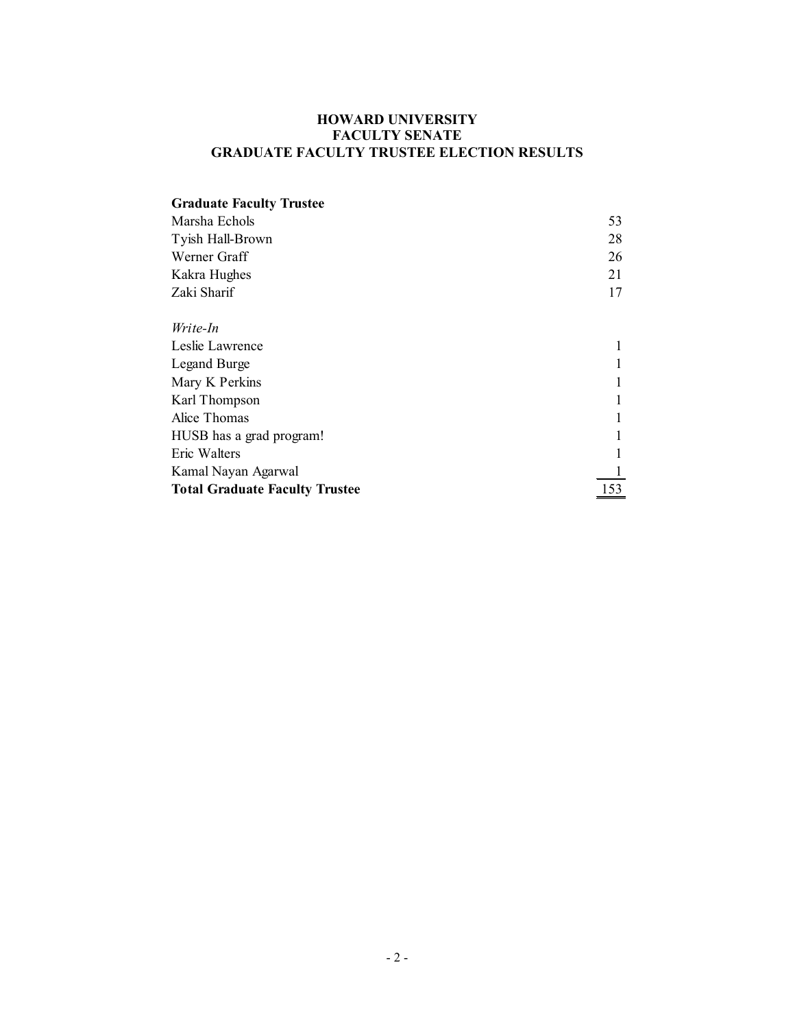**HOWARD UNIVERSITY**
**FACULTY SENATE**
**GRADUATE FACULTY TRUSTEE ELECTION RESULTS**

| | |
|---|---|
| **Graduate Faculty Trustee** | |
| Marsha Echols | 53 |
| Tyish Hall-Brown | 28 |
| Werner Graff | 26 |
| Kakra Hughes | 21 |
| Zaki Sharif | 17 |
| *Write-In* | |
| Leslie Lawrence | 1 |
| Legand Burge | 1 |
| Mary K Perkins | 1 |
| Karl Thompson | 1 |
| Alice Thomas | 1 |
| HUSB has a grad program! | 1 |
| Eric Walters | 1 |
| Kamal Nayan Agarwal | 1 |
| **Total Graduate Faculty Trustee** | 153 |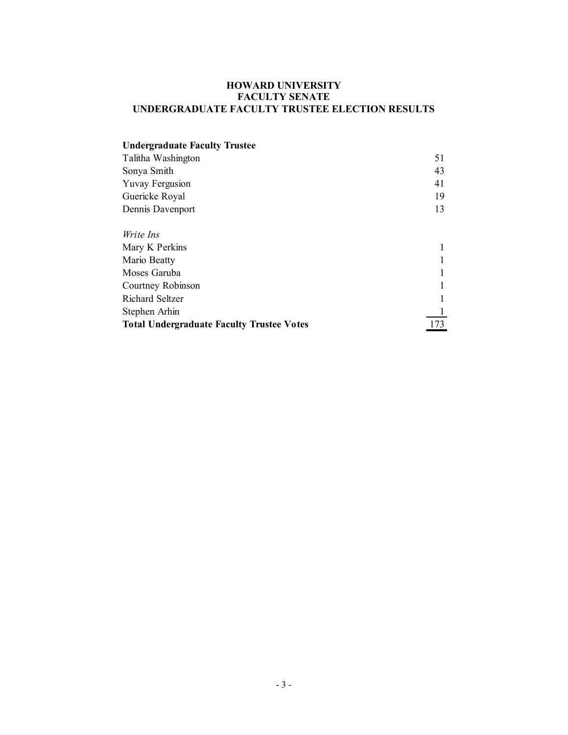# HOWARD UNIVERSITY
# FACULTY SENATE
# UNDERGRADUATE FACULTY TRUSTEE ELECTION RESULTS

| | |
|---|---|
| **Undergraduate Faculty Trustee** | |
| Talitha Washington | 51 |
| Sonya Smith | 43 |
| Yuvay Fergusion | 41 |
| Guericke Royal | 19 |
| Dennis Davenport | 13 |
| | |
| *Write Ins* | |
| Mary K Perkins | 1 |
| Mario Beatty | 1 |
| Moses Garuba | 1 |
| Courtney Robinson | 1 |
| Richard Seltzer | 1 |
| Stephen Arhin | 1 |
| **Total Undergraduate Faculty Trustee Votes** | 173 |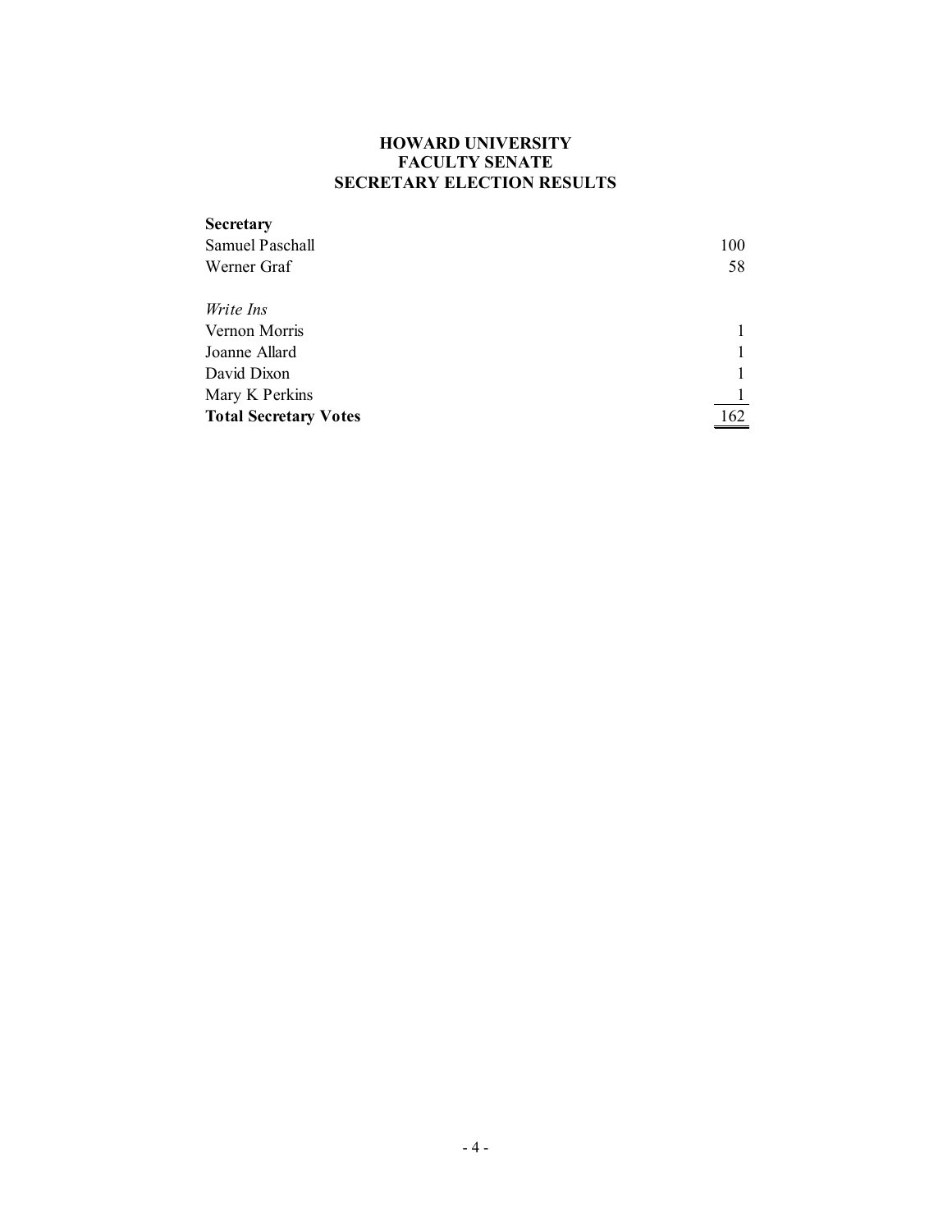# HOWARD UNIVERSITY
## FACULTY SENATE
## SECRETARY ELECTION RESULTS

| | |
|---|---|
| **Secretary** | |
| Samuel Paschall | 100 |
| Werner Graf | 58 |
| | |
| *Write Ins* | |
| Vernon Morris | 1 |
| Joanne Allard | 1 |
| David Dixon | 1 |
| Mary K Perkins | 1 |
| **Total Secretary Votes** | 162 |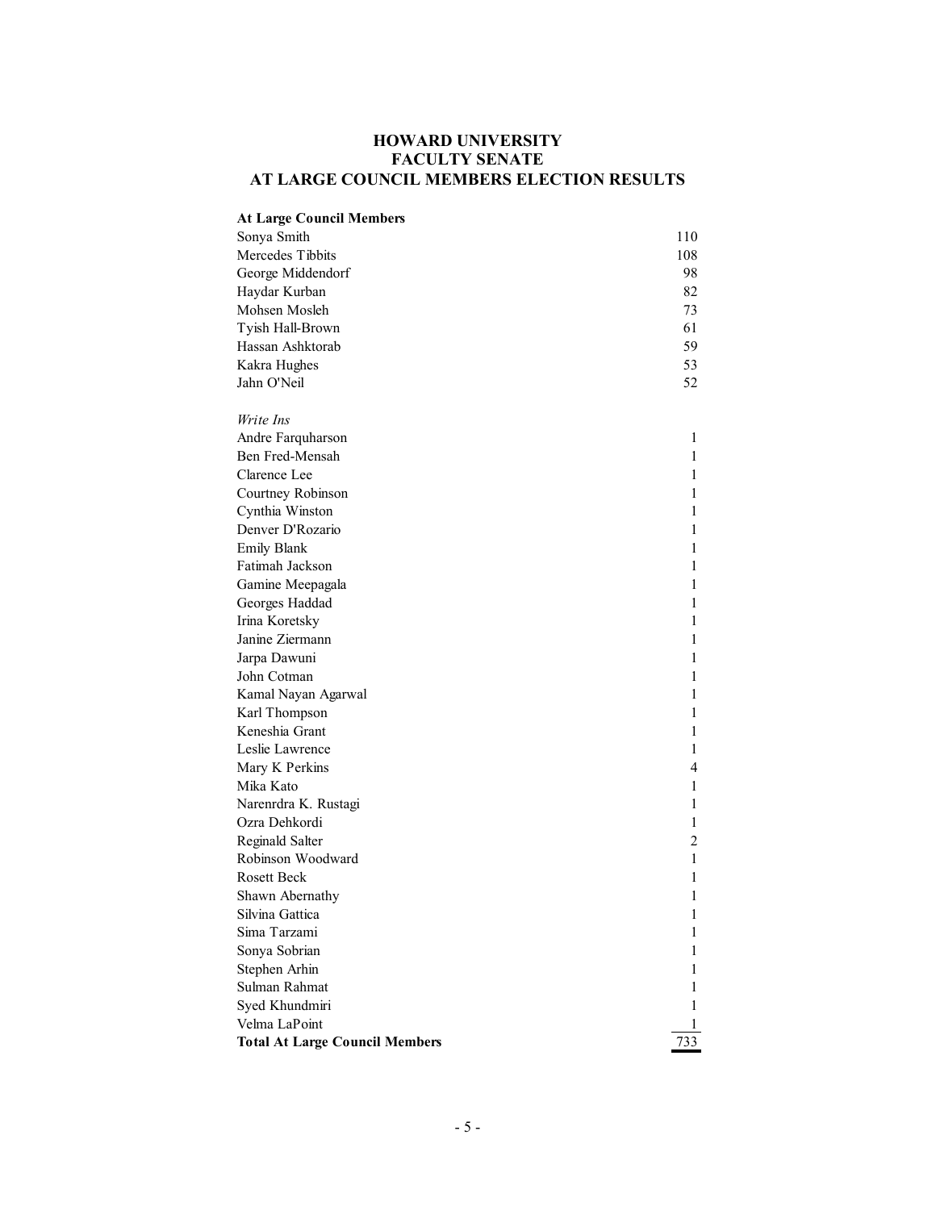# HOWARD UNIVERSITY
## FACULTY SENATE
## AT LARGE COUNCIL MEMBERS ELECTION RESULTS

| | |
|---|---|
| **At Large Council Members** | |
| Sonya Smith | 110 |
| Mercedes Tibbits | 108 |
| George Middendorf | 98 |
| Haydar Kurban | 82 |
| Mohsen Mosleh | 73 |
| Tyish Hall-Brown | 61 |
| Hassan Ashktorab | 59 |
| Kakra Hughes | 53 |
| Jahn O'Neil | 52 |
| *Write Ins* | |
| Andre Farquharson | 1 |
| Ben Fred-Mensah | 1 |
| Clarence Lee | 1 |
| Courtney Robinson | 1 |
| Cynthia Winston | 1 |
| Denver D'Rozario | 1 |
| Emily Blank | 1 |
| Fatimah Jackson | 1 |
| Gamine Meepagala | 1 |
| Georges Haddad | 1 |
| Irina Koretsky | 1 |
| Janine Ziermann | 1 |
| Jarpa Dawuni | 1 |
| John Cotman | 1 |
| Kamal Nayan Agarwal | 1 |
| Karl Thompson | 1 |
| Keneshia Grant | 1 |
| Leslie Lawrence | 1 |
| Mary K Perkins | 4 |
| Mika Kato | 1 |
| Narenrdra K. Rustagi | 1 |
| Ozra Dehkordi | 1 |
| Reginald Salter | 2 |
| Robinson Woodward | 1 |
| Rosett Beck | 1 |
| Shawn Abernathy | 1 |
| Silvina Gattica | 1 |
| Sima Tarzami | 1 |
| Sonya Sobrian | 1 |
| Stephen Arhin | 1 |
| Sulman Rahmat | 1 |
| Syed Khundmiri | 1 |
| Velma LaPoint | 1 |
| **Total At Large Council Members** | 733 |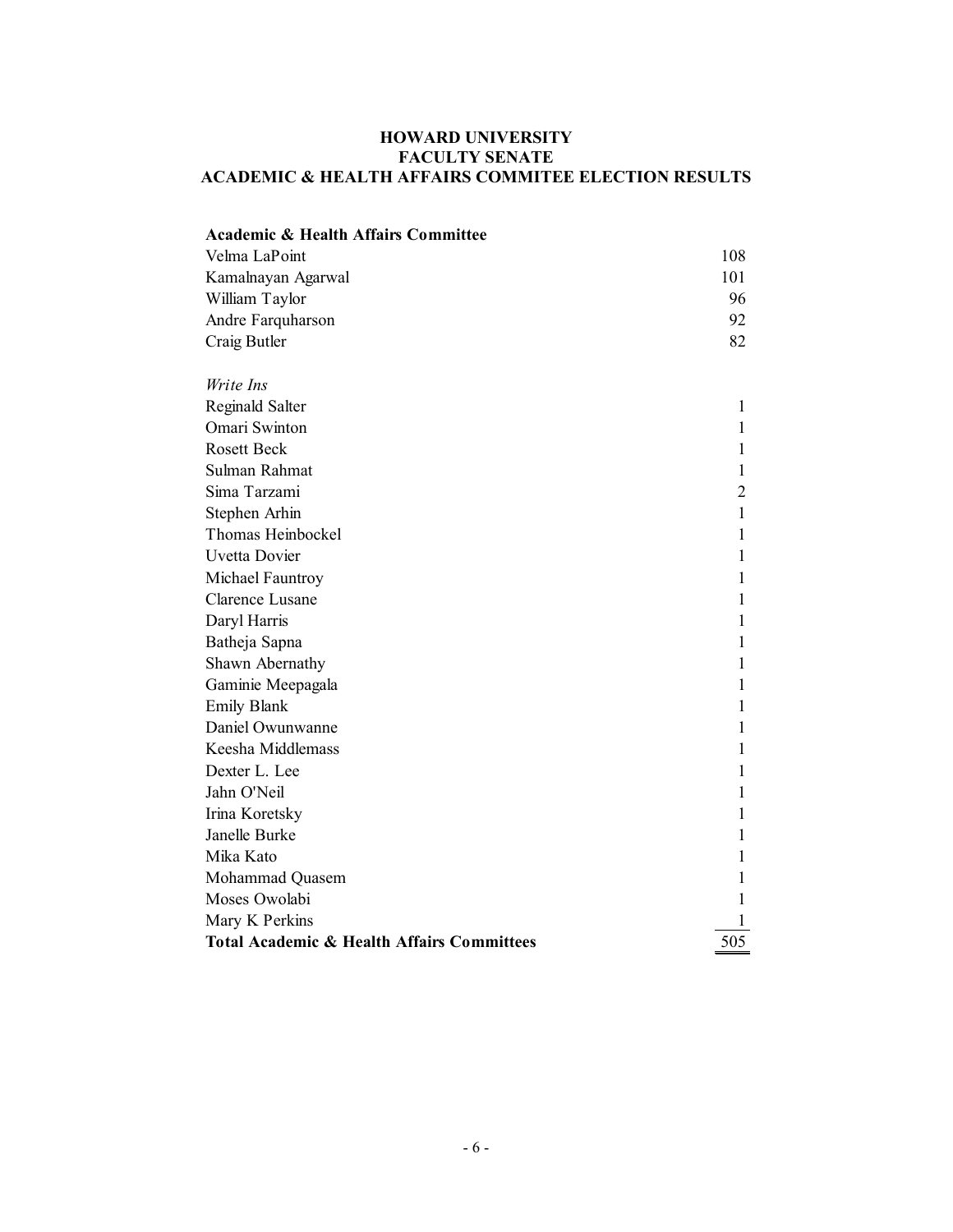**HOWARD UNIVERSITY**
**FACULTY SENATE**
**ACADEMIC & HEALTH AFFAIRS COMMITEE ELECTION RESULTS**

| | |
|---|---|
| **Academic & Health Affairs Committee** | |
| Velma LaPoint | 108 |
| Kamalnayan Agarwal | 101 |
| William Taylor | 96 |
| Andre Farquharson | 92 |
| Craig Butler | 82 |
| *Write Ins* | |
| Reginald Salter | 1 |
| Omari Swinton | 1 |
| Rosett Beck | 1 |
| Sulman Rahmat | 1 |
| Sima Tarzami | 2 |
| Stephen Arhin | 1 |
| Thomas Heinbockel | 1 |
| Uvetta Dovier | 1 |
| Michael Fauntroy | 1 |
| Clarence Lusane | 1 |
| Daryl Harris | 1 |
| Batheja Sapna | 1 |
| Shawn Abernathy | 1 |
| Gaminie Meepagala | 1 |
| Emily Blank | 1 |
| Daniel Owunwanne | 1 |
| Keesha Middlemass | 1 |
| Dexter L. Lee | 1 |
| Jahn O'Neil | 1 |
| Irina Koretsky | 1 |
| Janelle Burke | 1 |
| Mika Kato | 1 |
| Mohammad Quasem | 1 |
| Moses Owolabi | 1 |
| Mary K Perkins | 1 |
| **Total Academic & Health Affairs Committees** | 505 |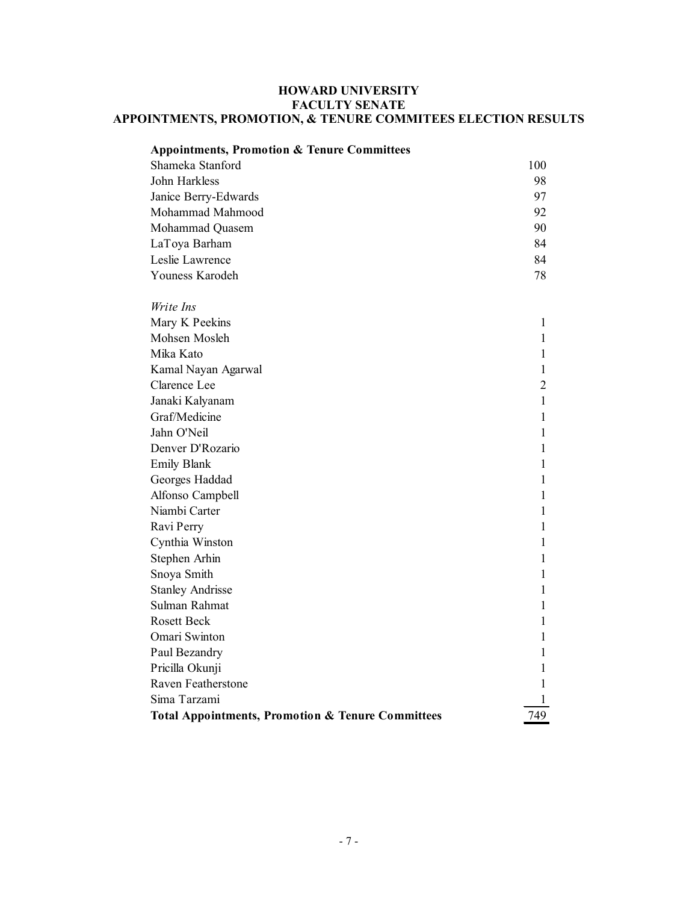# HOWARD UNIVERSITY
## FACULTY SENATE
## APPOINTMENTS, PROMOTION, & TENURE COMMITEES ELECTION RESULTS

| | |
|---|---|
| **Appointments, Promotion & Tenure Committees** | |
| Shameka Stanford | 100 |
| John Harkless | 98 |
| Janice Berry-Edwards | 97 |
| Mohammad Mahmood | 92 |
| Mohammad Quasem | 90 |
| LaToya Barham | 84 |
| Leslie Lawrence | 84 |
| Youness Karodeh | 78 |
| | |
| *Write Ins* | |
| Mary K Peekins | 1 |
| Mohsen Mosleh | 1 |
| Mika Kato | 1 |
| Kamal Nayan Agarwal | 1 |
| Clarence Lee | 2 |
| Janaki Kalyanam | 1 |
| Graf/Medicine | 1 |
| Jahn O'Neil | 1 |
| Denver D'Rozario | 1 |
| Emily Blank | 1 |
| Georges Haddad | 1 |
| Alfonso Campbell | 1 |
| Niambi Carter | 1 |
| Ravi Perry | 1 |
| Cynthia Winston | 1 |
| Stephen Arhin | 1 |
| Snoya Smith | 1 |
| Stanley Andrisse | 1 |
| Sulman Rahmat | 1 |
| Rosett Beck | 1 |
| Omari Swinton | 1 |
| Paul Bezandry | 1 |
| Pricilla Okunji | 1 |
| Raven Featherstone | 1 |
| Sima Tarzami | 1 |
| **Total Appointments, Promotion & Tenure Committees** | 749 |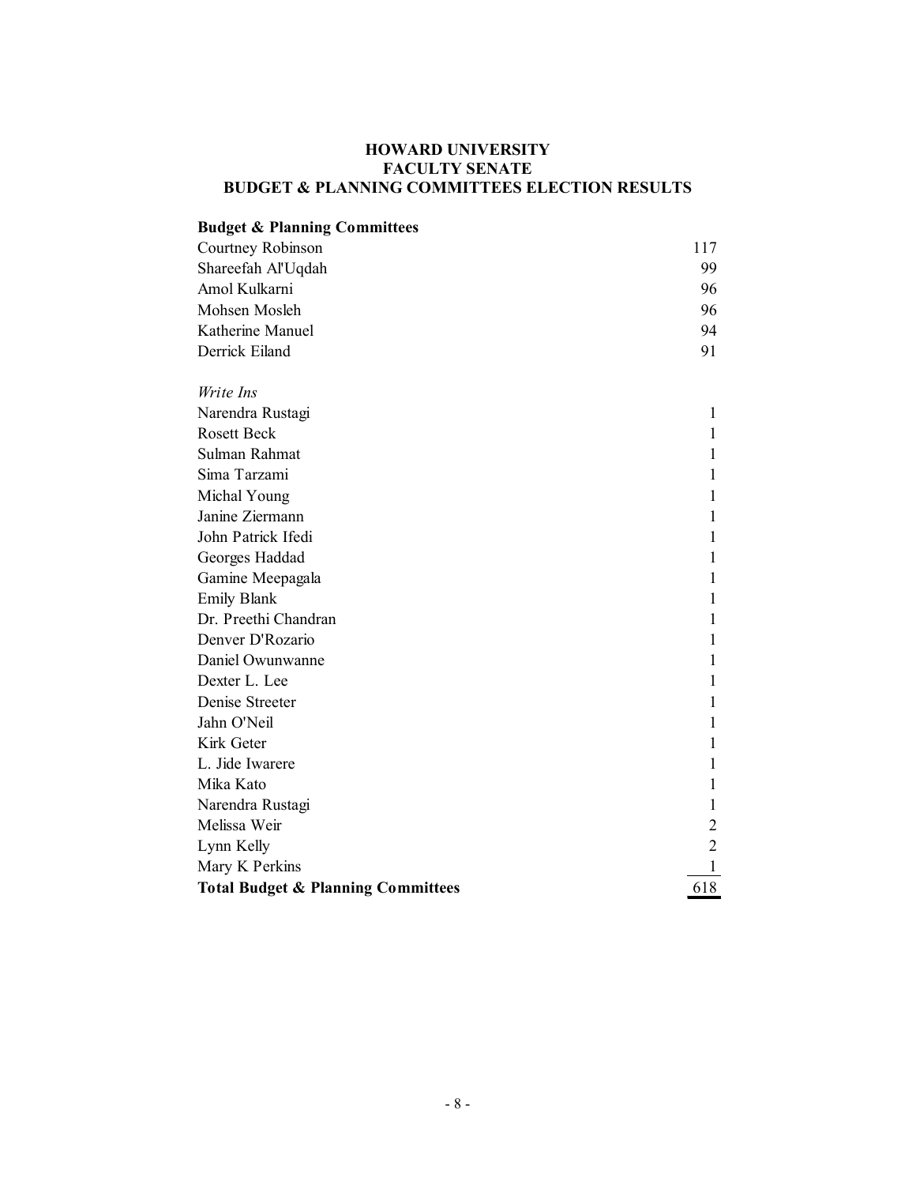**HOWARD UNIVERSITY**
**FACULTY SENATE**
**BUDGET & PLANNING COMMITTEES ELECTION RESULTS**

| | |
|---|---|
| **Budget & Planning Committees** | |
| Courtney Robinson | 117 |
| Shareefah Al'Uqdah | 99 |
| Amol Kulkarni | 96 |
| Mohsen Mosleh | 96 |
| Katherine Manuel | 94 |
| Derrick Eiland | 91 |
| | |
| *Write Ins* | |
| Narendra Rustagi | 1 |
| Rosett Beck | 1 |
| Sulman Rahmat | 1 |
| Sima Tarzami | 1 |
| Michal Young | 1 |
| Janine Ziermann | 1 |
| John Patrick Ifedi | 1 |
| Georges Haddad | 1 |
| Gamine Meepagala | 1 |
| Emily Blank | 1 |
| Dr. Preethi Chandran | 1 |
| Denver D'Rozario | 1 |
| Daniel Owunwanne | 1 |
| Dexter L. Lee | 1 |
| Denise Streeter | 1 |
| Jahn O'Neil | 1 |
| Kirk Geter | 1 |
| L. Jide Iwarere | 1 |
| Mika Kato | 1 |
| Narendra Rustagi | 1 |
| Melissa Weir | 2 |
| Lynn Kelly | 2 |
| Mary K Perkins | 1 |
| **Total Budget & Planning Committees** | 618 |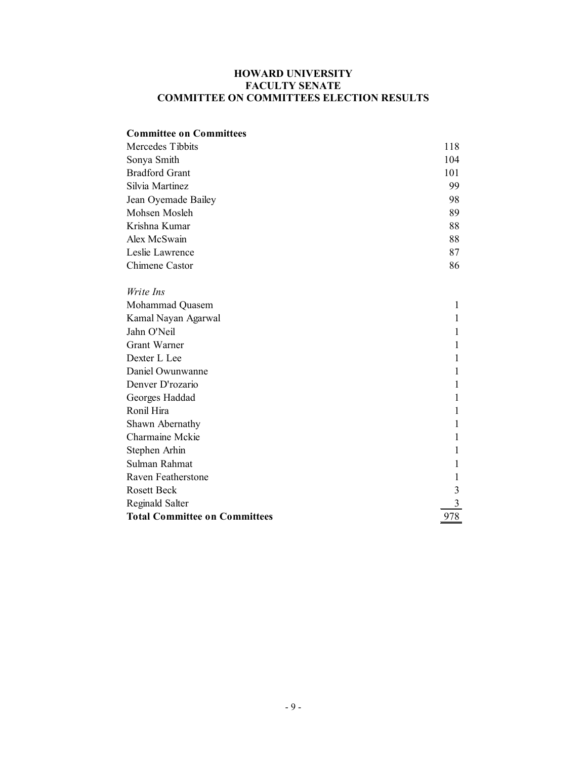# HOWARD UNIVERSITY
## FACULTY SENATE
## COMMITTEE ON COMMITTEES ELECTION RESULTS

| | |
|---|---|
| **Committee on Committees** | |
| Mercedes Tibbits | 118 |
| Sonya Smith | 104 |
| Bradford Grant | 101 |
| Silvia Martinez | 99 |
| Jean Oyemade Bailey | 98 |
| Mohsen Mosleh | 89 |
| Krishna Kumar | 88 |
| Alex McSwain | 88 |
| Leslie Lawrence | 87 |
| Chimene Castor | 86 |
| *Write Ins* | |
| Mohammad Quasem | 1 |
| Kamal Nayan Agarwal | 1 |
| Jahn O'Neil | 1 |
| Grant Warner | 1 |
| Dexter L Lee | 1 |
| Daniel Owunwanne | 1 |
| Denver D'rozario | 1 |
| Georges Haddad | 1 |
| Ronil Hira | 1 |
| Shawn Abernathy | 1 |
| Charmaine Mckie | 1 |
| Stephen Arhin | 1 |
| Sulman Rahmat | 1 |
| Raven Featherstone | 1 |
| Rosett Beck | 3 |
| Reginald Salter | 3 |
| **Total Committee on Committees** | 978 |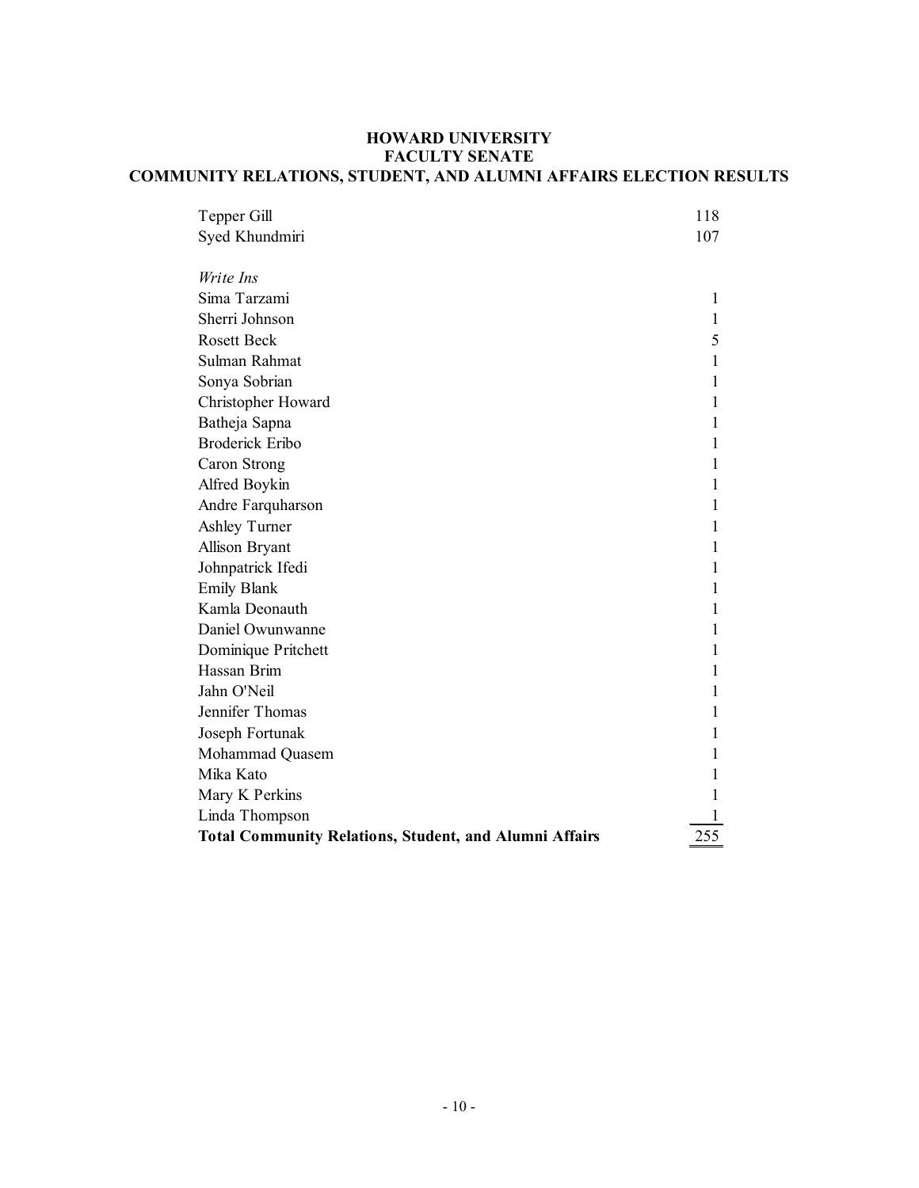# HOWARD UNIVERSITY
## FACULTY SENATE
## COMMUNITY RELATIONS, STUDENT, AND ALUMNI AFFAIRS ELECTION RESULTS

| | |
|---|---|
| Tepper Gill | 118 |
| Syed Khundmiri | 107 |
| | |
| *Write Ins* | |
| Sima Tarzami | 1 |
| Sherri Johnson | 1 |
| Rosett Beck | 5 |
| Sulman Rahmat | 1 |
| Sonya Sobrian | 1 |
| Christopher Howard | 1 |
| Batheja Sapna | 1 |
| Broderick Eribo | 1 |
| Caron Strong | 1 |
| Alfred Boykin | 1 |
| Andre Farquharson | 1 |
| Ashley Turner | 1 |
| Allison Bryant | 1 |
| Johnpatrick Ifedi | 1 |
| Emily Blank | 1 |
| Kamla Deonauth | 1 |
| Daniel Owunwanne | 1 |
| Dominique Pritchett | 1 |
| Hassan Brim | 1 |
| Jahn O'Neil | 1 |
| Jennifer Thomas | 1 |
| Joseph Fortunak | 1 |
| Mohammad Quasem | 1 |
| Mika Kato | 1 |
| Mary K Perkins | 1 |
| Linda Thompson | 1 |
| **Total Community Relations, Student, and Alumni Affairs** | 255 |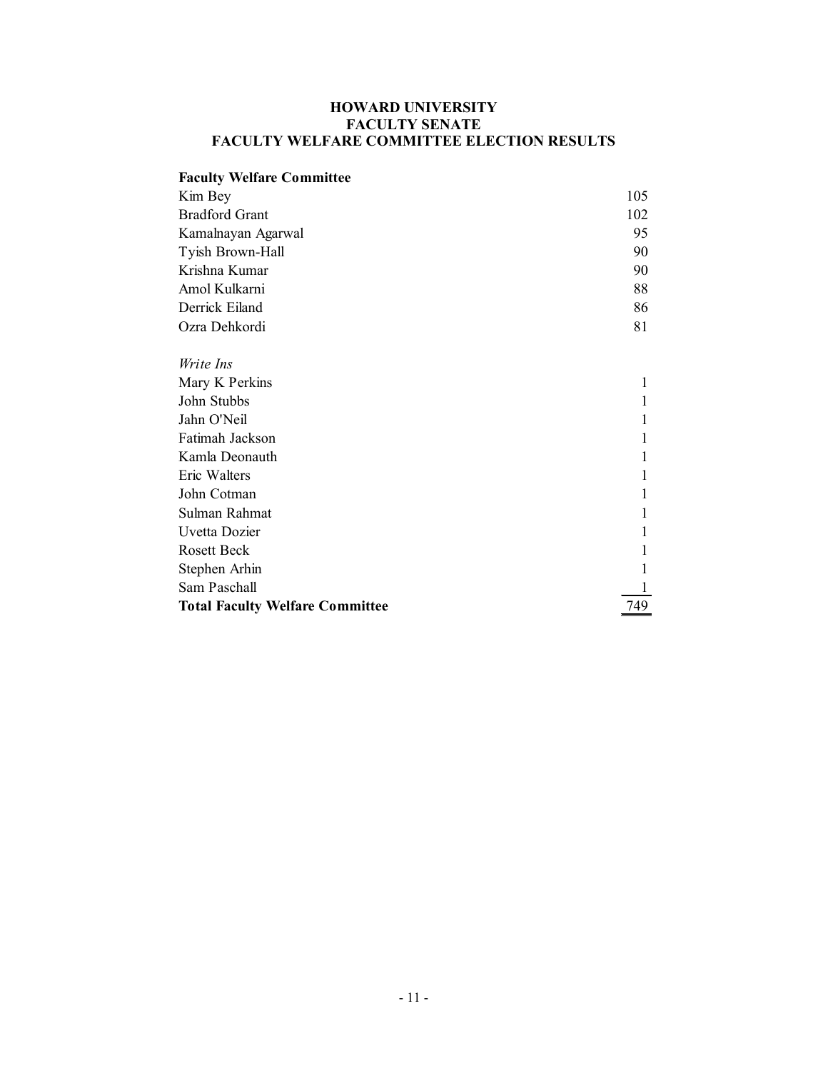# HOWARD UNIVERSITY
## FACULTY SENATE
## FACULTY WELFARE COMMITTEE ELECTION RESULTS

| | |
|---|---|
| **Faculty Welfare Committee** | |
| Kim Bey | 105 |
| Bradford Grant | 102 |
| Kamalnayan Agarwal | 95 |
| Tyish Brown-Hall | 90 |
| Krishna Kumar | 90 |
| Amol Kulkarni | 88 |
| Derrick Eiland | 86 |
| Ozra Dehkordi | 81 |
| *Write Ins* | |
| Mary K Perkins | 1 |
| John Stubbs | 1 |
| Jahn O'Neil | 1 |
| Fatimah Jackson | 1 |
| Kamla Deonauth | 1 |
| Eric Walters | 1 |
| John Cotman | 1 |
| Sulman Rahmat | 1 |
| Uvetta Dozier | 1 |
| Rosett Beck | 1 |
| Stephen Arhin | 1 |
| Sam Paschall | 1 |
| **Total Faculty Welfare Committee** | 749 |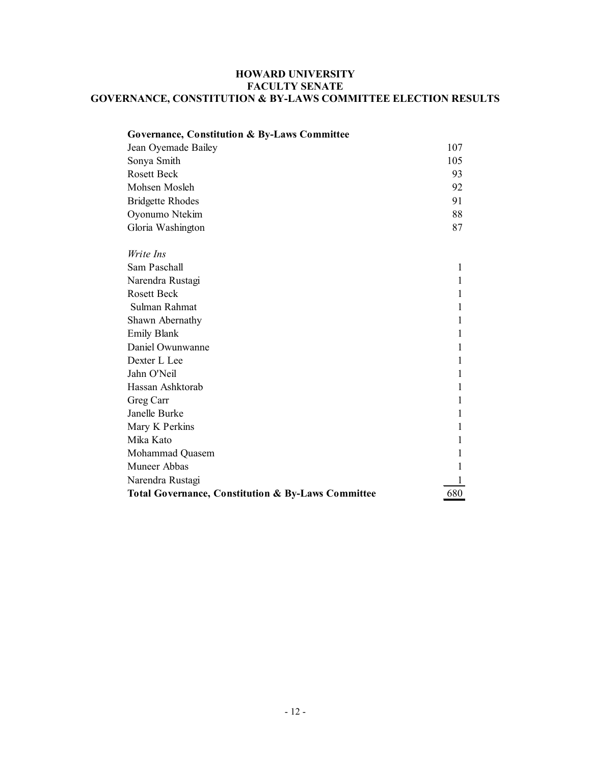**HOWARD UNIVERSITY**
**FACULTY SENATE**
**GOVERNANCE, CONSTITUTION & BY-LAWS COMMITTEE ELECTION RESULTS**

| | |
|---|---|
| **Governance, Constitution & By-Laws Committee** | |
| Jean Oyemade Bailey | 107 |
| Sonya Smith | 105 |
| Rosett Beck | 93 |
| Mohsen Mosleh | 92 |
| Bridgette Rhodes | 91 |
| Oyonumo Ntekim | 88 |
| Gloria Washington | 87 |
| | |
| *Write Ins* | |
| Sam Paschall | 1 |
| Narendra Rustagi | 1 |
| Rosett Beck | 1 |
| Sulman Rahmat | 1 |
| Shawn Abernathy | 1 |
| Emily Blank | 1 |
| Daniel Owunwanne | 1 |
| Dexter L Lee | 1 |
| Jahn O'Neil | 1 |
| Hassan Ashktorab | 1 |
| Greg Carr | 1 |
| Janelle Burke | 1 |
| Mary K Perkins | 1 |
| Mika Kato | 1 |
| Mohammad Quasem | 1 |
| Muneer Abbas | 1 |
| Narendra Rustagi | 1 |
| **Total Governance, Constitution & By-Laws Committee** | 680 |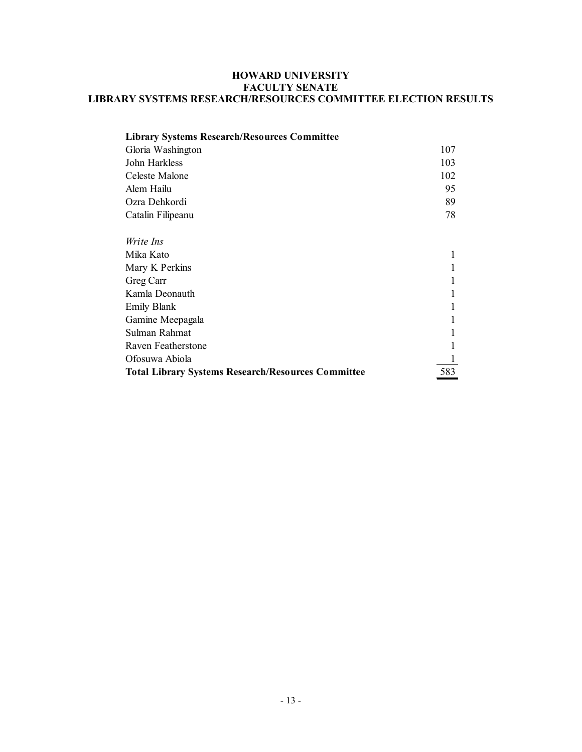**HOWARD UNIVERSITY**
**FACULTY SENATE**
**LIBRARY SYSTEMS RESEARCH/RESOURCES COMMITTEE ELECTION RESULTS**

| | |
|---|---|
| **Library Systems Research/Resources Committee** | |
| Gloria Washington | 107 |
| John Harkless | 103 |
| Celeste Malone | 102 |
| Alem Hailu | 95 |
| Ozra Dehkordi | 89 |
| Catalin Filipeanu | 78 |
| | |
| *Write Ins* | |
| Mika Kato | 1 |
| Mary K Perkins | 1 |
| Greg Carr | 1 |
| Kamla Deonauth | 1 |
| Emily Blank | 1 |
| Gamine Meepagala | 1 |
| Sulman Rahmat | 1 |
| Raven Featherstone | 1 |
| Ofosuwa Abiola | 1 |
| **Total Library Systems Research/Resources Committee** | 583 |